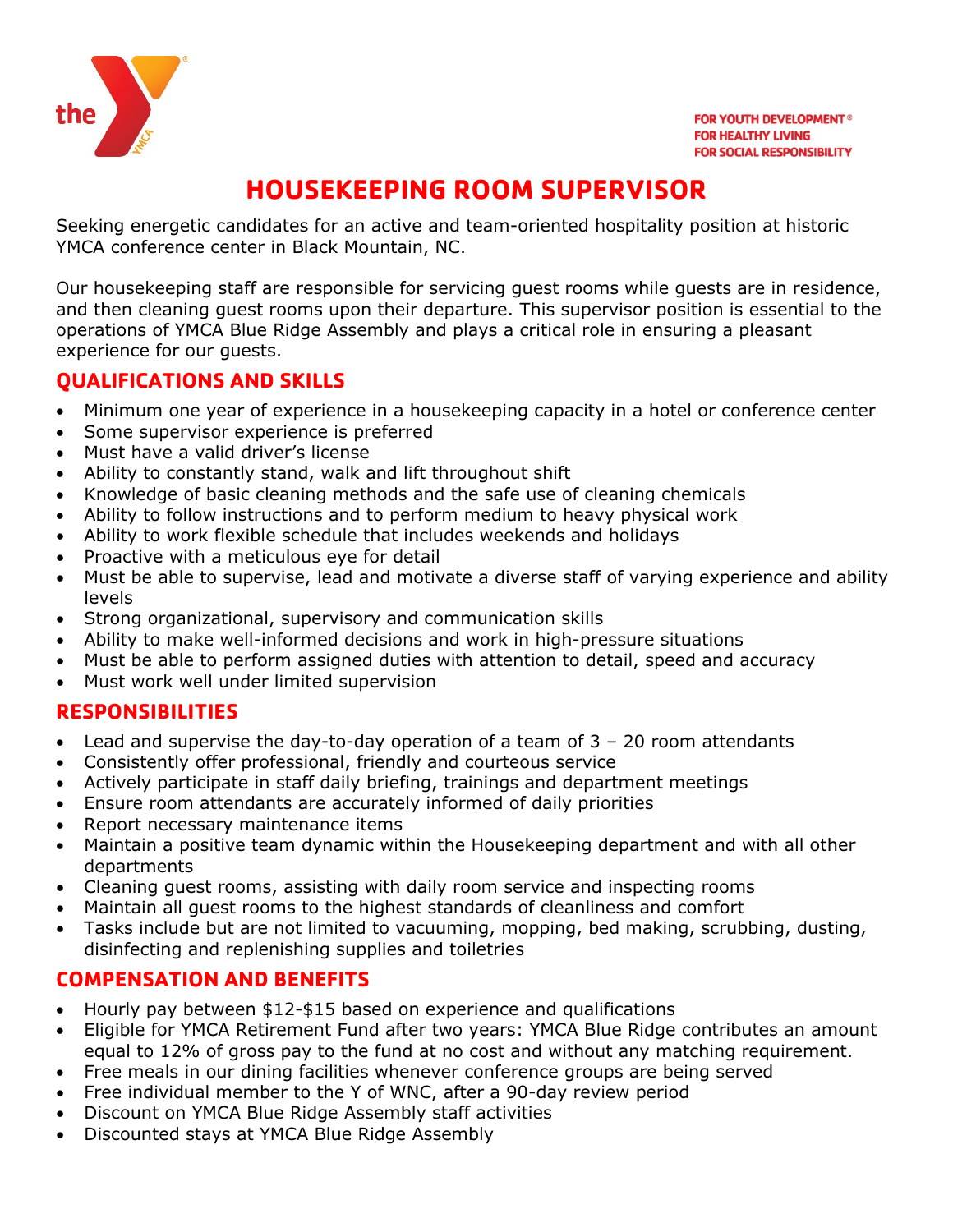FOR YOUTH DEVELOPMENT®
FOR HEALTHY LIVING
FOR SOCIAL RESPONSIBILITY

# HOUSEKEEPING ROOM SUPERVISOR

Seeking energetic candidates for an active and team-oriented hospitality position at historic YMCA conference center in Black Mountain, NC.

Our housekeeping staff are responsible for servicing guest rooms while guests are in residence, and then cleaning guest rooms upon their departure. This supervisor position is essential to the operations of YMCA Blue Ridge Assembly and plays a critical role in ensuring a pleasant experience for our guests.

## QUALIFICATIONS AND SKILLS

- Minimum one year of experience in a housekeeping capacity in a hotel or conference center
- Some supervisor experience is preferred
- Must have a valid driver's license
- Ability to constantly stand, walk and lift throughout shift
- Knowledge of basic cleaning methods and the safe use of cleaning chemicals
- Ability to follow instructions and to perform medium to heavy physical work
- Ability to work flexible schedule that includes weekends and holidays
- Proactive with a meticulous eye for detail
- Must be able to supervise, lead and motivate a diverse staff of varying experience and ability levels
- Strong organizational, supervisory and communication skills
- Ability to make well-informed decisions and work in high-pressure situations
- Must be able to perform assigned duties with attention to detail, speed and accuracy
- Must work well under limited supervision

## RESPONSIBILITIES

- Lead and supervise the day-to-day operation of a team of 3 – 20 room attendants
- Consistently offer professional, friendly and courteous service
- Actively participate in staff daily briefing, trainings and department meetings
- Ensure room attendants are accurately informed of daily priorities
- Report necessary maintenance items
- Maintain a positive team dynamic within the Housekeeping department and with all other departments
- Cleaning guest rooms, assisting with daily room service and inspecting rooms
- Maintain all guest rooms to the highest standards of cleanliness and comfort
- Tasks include but are not limited to vacuuming, mopping, bed making, scrubbing, dusting, disinfecting and replenishing supplies and toiletries

## COMPENSATION AND BENEFITS

- Hourly pay between $12-$15 based on experience and qualifications
- Eligible for YMCA Retirement Fund after two years: YMCA Blue Ridge contributes an amount equal to 12% of gross pay to the fund at no cost and without any matching requirement.
- Free meals in our dining facilities whenever conference groups are being served
- Free individual member to the Y of WNC, after a 90-day review period
- Discount on YMCA Blue Ridge Assembly staff activities
- Discounted stays at YMCA Blue Ridge Assembly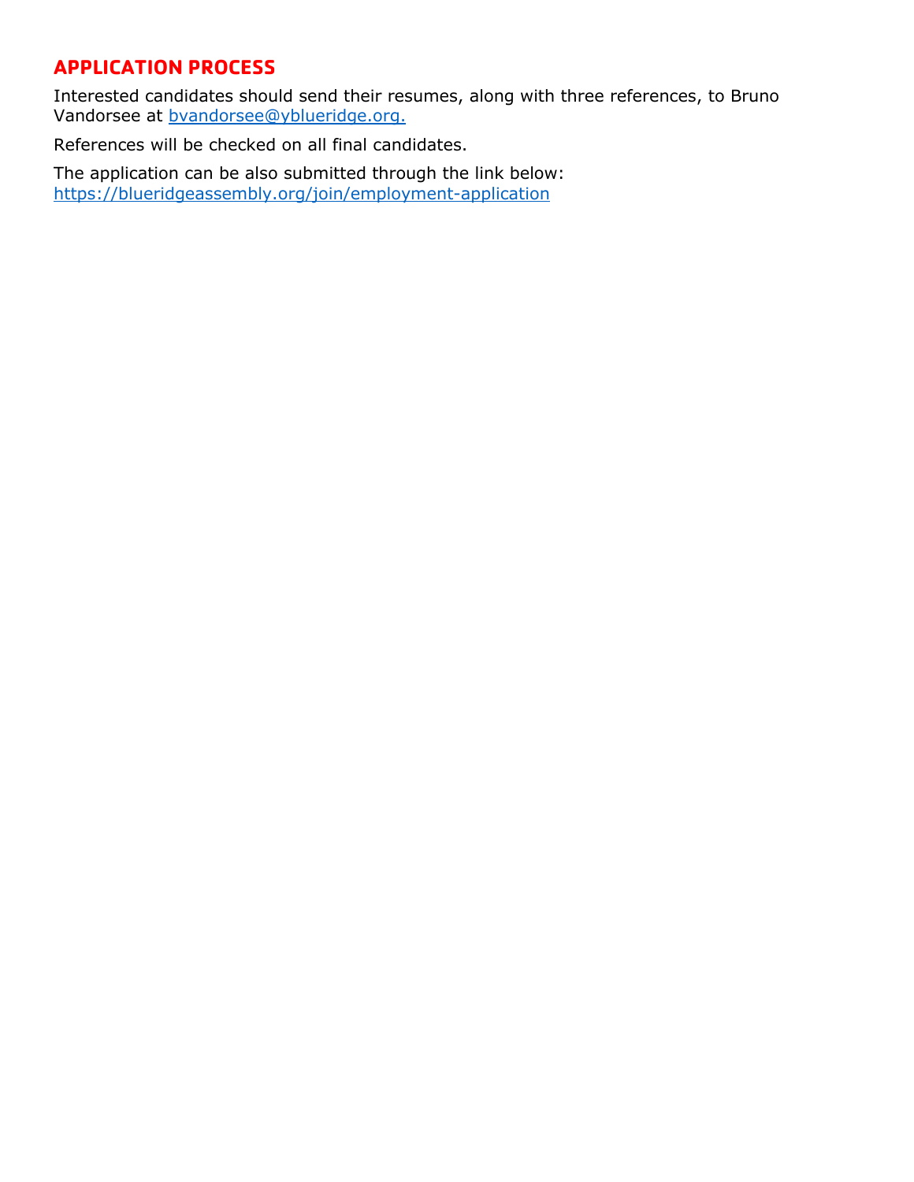## APPLICATION PROCESS

Interested candidates should send their resumes, along with three references, to Bruno Vandorsee at bvandorsee@yblueridge.org.

References will be checked on all final candidates.

The application can be also submitted through the link below:
https://blueridgeassembly.org/join/employment-application